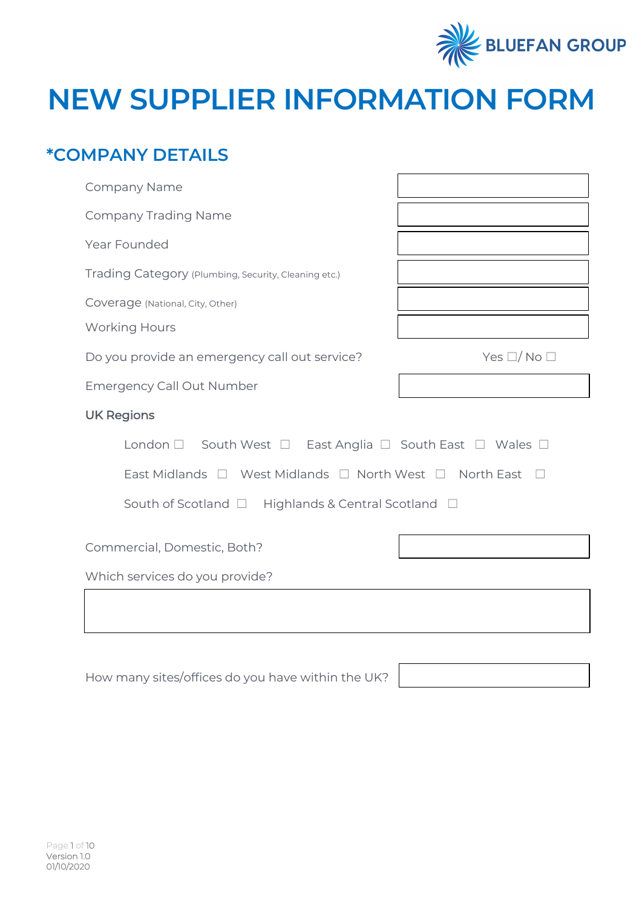BLUEFAN GROUP

# NEW SUPPLIER INFORMATION FORM

## *COMPANY DETAILS

| | |
|---|---|
| Company Name | |
| Company Trading Name | |
| Year Founded | |
| Trading Category (Plumbing, Security, Cleaning etc.) | |
| Coverage (National, City, Other) | |
| Working Hours | |
| Do you provide an emergency call out service? | Yes ☐/ No ☐ |
| Emergency Call Out Number | |

UK Regions

London ☐ South West ☐ East Anglia ☐ South East ☐ Wales ☐

East Midlands ☐ West Midlands ☐ North West ☐ North East ☐

South of Scotland ☐ Highlands & Central Scotland ☐

Commercial, Domestic, Both?

Which services do you provide?

How many sites/offices do you have within the UK?

Version 1.0
01/10/2020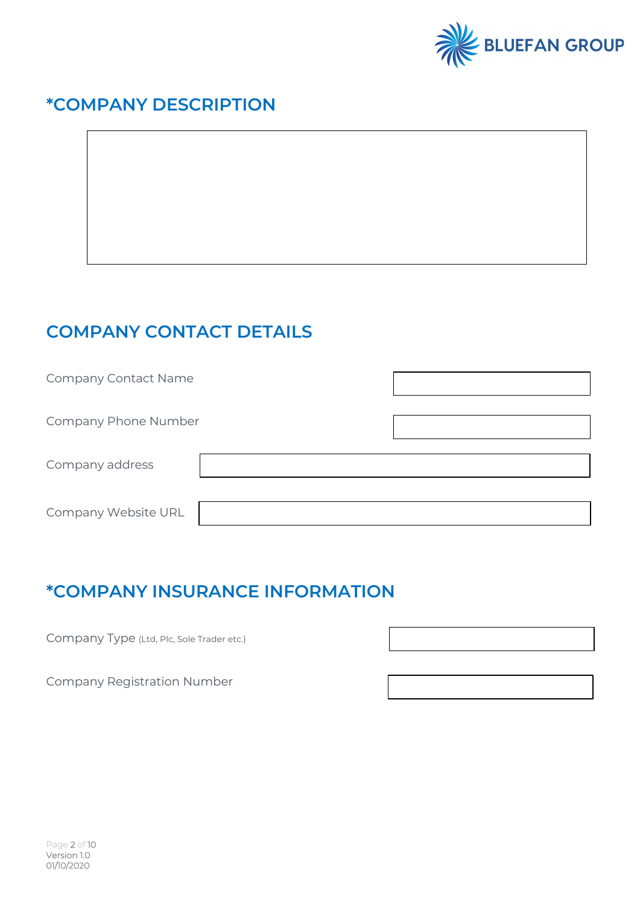# *COMPANY DESCRIPTION

## COMPANY CONTACT DETAILS

Company Contact Name

Company Phone Number

Company address

Company Website URL

## *COMPANY INSURANCE INFORMATION

Company Type (Ltd, Plc, Sole Trader etc.)

Company Registration Number

Version 1.0
01/10/2020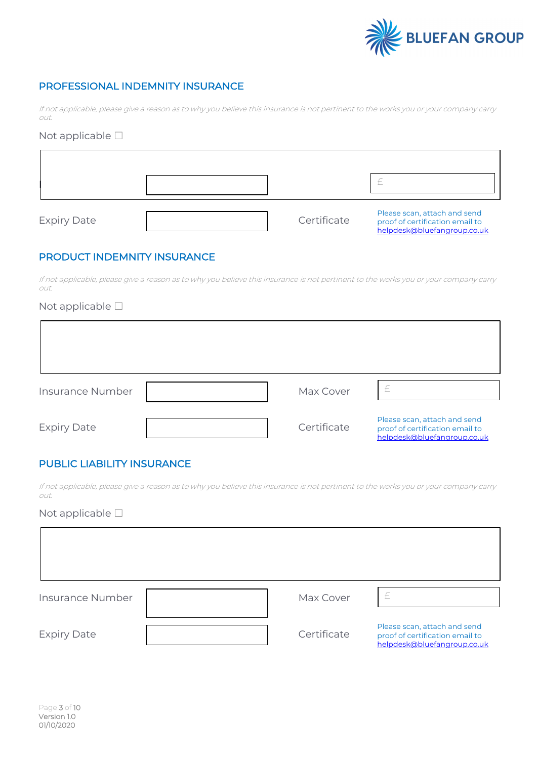## PROFESSIONAL INDEMNITY INSURANCE

*If not applicable, please give a reason as to why you believe this insurance is not pertinent to the works you or your company carry out.*

Not applicable ☐

| | | | |
|---|---|---|---|
| | | | £ |
| Expiry Date | | Certificate | Please scan, attach and send proof of certification email to helpdesk@bluefangroup.co.uk |

## PRODUCT INDEMNITY INSURANCE

*If not applicable, please give a reason as to why you believe this insurance is not pertinent to the works you or your company carry out.*

Not applicable ☐

| | | | |
|---|---|---|---|
| Insurance Number | | Max Cover | £ |
| Expiry Date | | Certificate | Please scan, attach and send proof of certification email to helpdesk@bluefangroup.co.uk |

## PUBLIC LIABILITY INSURANCE

*If not applicable, please give a reason as to why you believe this insurance is not pertinent to the works you or your company carry out.*

Not applicable ☐

| | | | |
|---|---|---|---|
| Insurance Number | | Max Cover | £ |
| Expiry Date | | Certificate | Please scan, attach and send proof of certification email to helpdesk@bluefangroup.co.uk |

Version 1.0
01/10/2020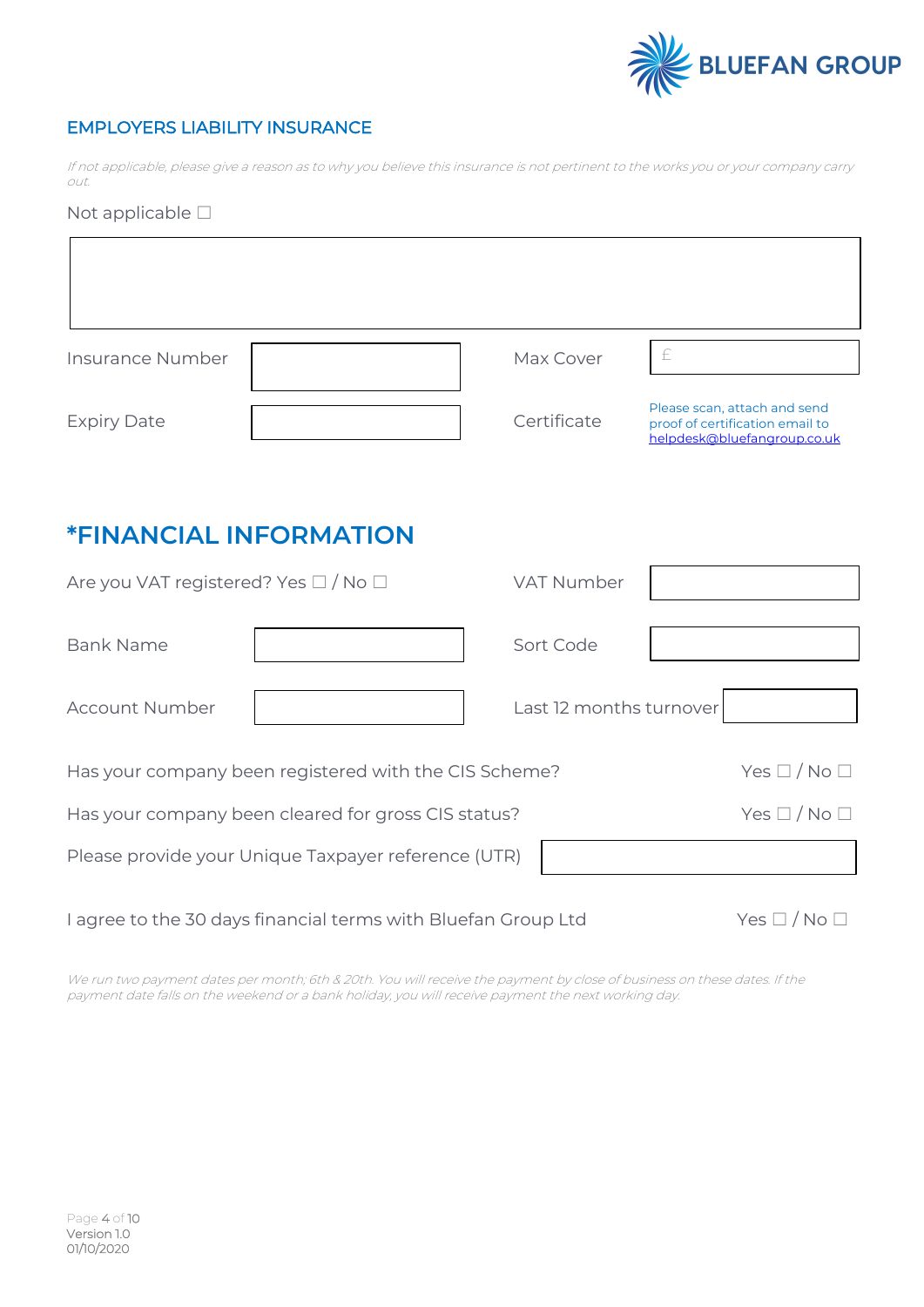BLUEFAN GROUP

## EMPLOYERS LIABILITY INSURANCE

*If not applicable, please give a reason as to why you believe this insurance is not pertinent to the works you or your company carry out.*

Not applicable ☐

| | | | |
|---|---|---|---|
| Insurance Number | | Max Cover | £ |
| Expiry Date | | Certificate | Please scan, attach and send proof of certification email to helpdesk@bluefangroup.co.uk |

# *FINANCIAL INFORMATION

| | | | |
|---|---|---|---|
| Are you VAT registered? Yes ☐ / No ☐ | | VAT Number | |
| Bank Name | | Sort Code | |
| Account Number | | Last 12 months turnover | |

Has your company been registered with the CIS Scheme? Yes ☐ / No ☐

Has your company been cleared for gross CIS status? Yes ☐ / No ☐

Please provide your Unique Taxpayer reference (UTR) 

I agree to the 30 days financial terms with Bluefan Group Ltd Yes ☐ / No ☐

*We run two payment dates per month; 6th & 20th. You will receive the payment by close of business on these dates. If the payment date falls on the weekend or a bank holiday, you will receive payment the next working day.*

Version 1.0
01/10/2020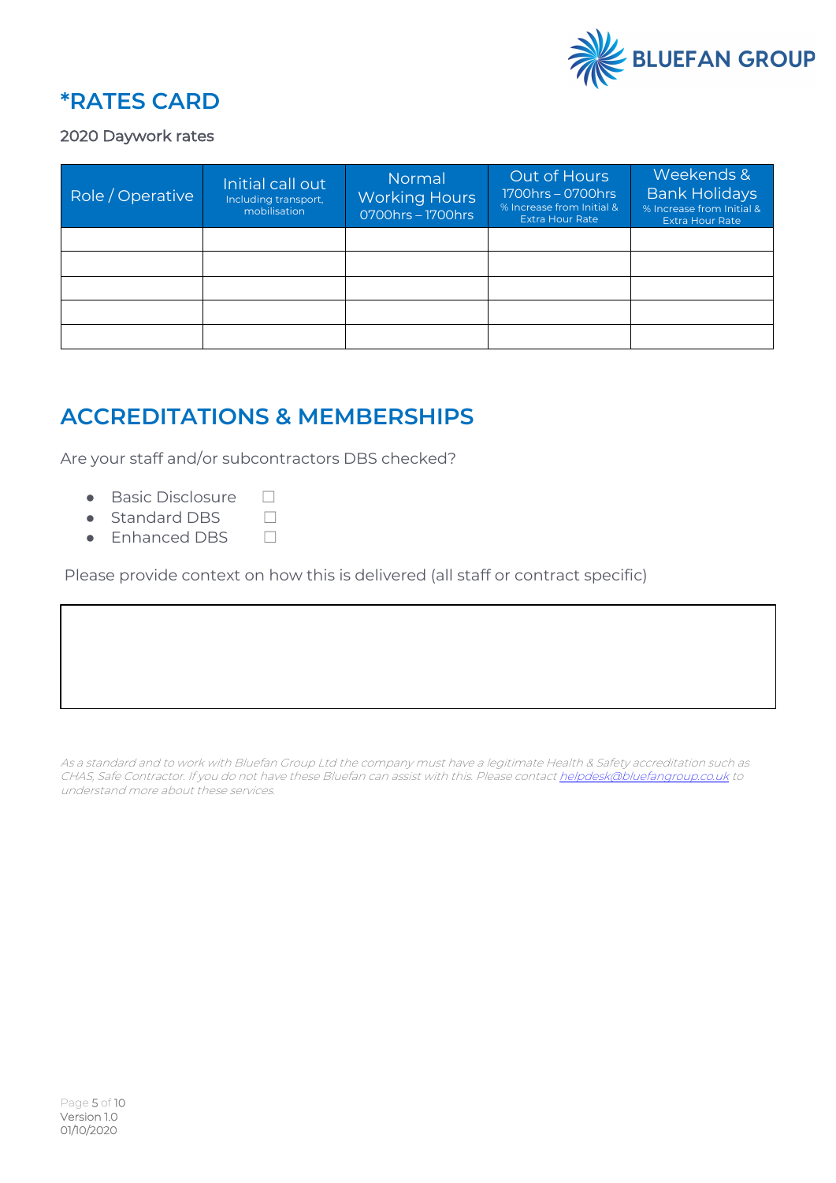# *RATES CARD

2020 Daywork rates

| Role / Operative | Initial call out Including transport, mobilisation | Normal Working Hours 0700hrs – 1700hrs | Out of Hours 1700hrs – 0700hrs % Increase from Initial & Extra Hour Rate | Weekends & Bank Holidays % Increase from Initial & Extra Hour Rate |
| --- | --- | --- | --- | --- |
| | | | | |
| | | | | |
| | | | | |
| | | | | |
| | | | | |

# ACCREDITATIONS & MEMBERSHIPS

Are your staff and/or subcontractors DBS checked?

- Basic Disclosure ☐
- Standard DBS ☐
- Enhanced DBS ☐

Please provide context on how this is delivered (all staff or contract specific)

| |
| --- |
| |

*As a standard and to work with Bluefan Group Ltd the company must have a legitimate Health & Safety accreditation such as CHAS, Safe Contractor. If you do not have these Bluefan can assist with this. Please contact [helpdesk@bluefangroup.co.uk](mailto:helpdesk@bluefangroup.co.uk) to understand more about these services.*

Version 1.0
01/10/2020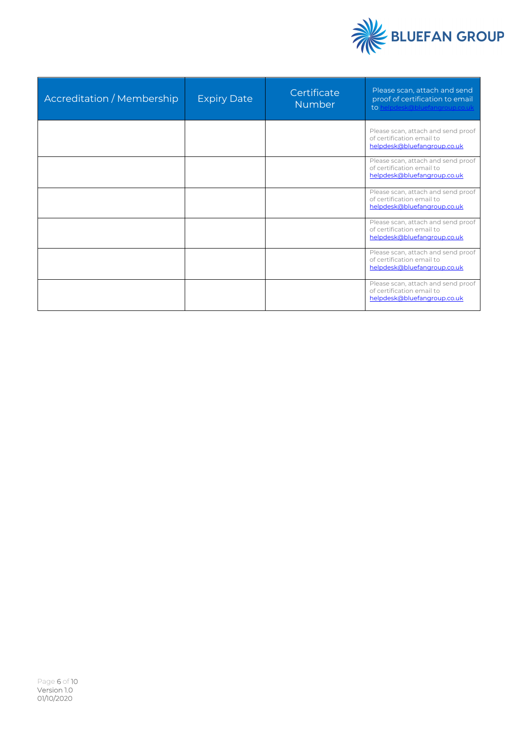| Accreditation / Membership | Expiry Date | Certificate Number | Please scan, attach and send proof of certification to email to helpdesk@bluefangroup.co.uk |
|---|---|---|---|
| | | | Please scan, attach and send proof of certification email to helpdesk@bluefangroup.co.uk |
| | | | Please scan, attach and send proof of certification email to helpdesk@bluefangroup.co.uk |
| | | | Please scan, attach and send proof of certification email to helpdesk@bluefangroup.co.uk |
| | | | Please scan, attach and send proof of certification email to helpdesk@bluefangroup.co.uk |
| | | | Please scan, attach and send proof of certification email to helpdesk@bluefangroup.co.uk |
| | | | Please scan, attach and send proof of certification email to helpdesk@bluefangroup.co.uk |

Version 1.0
01/10/2020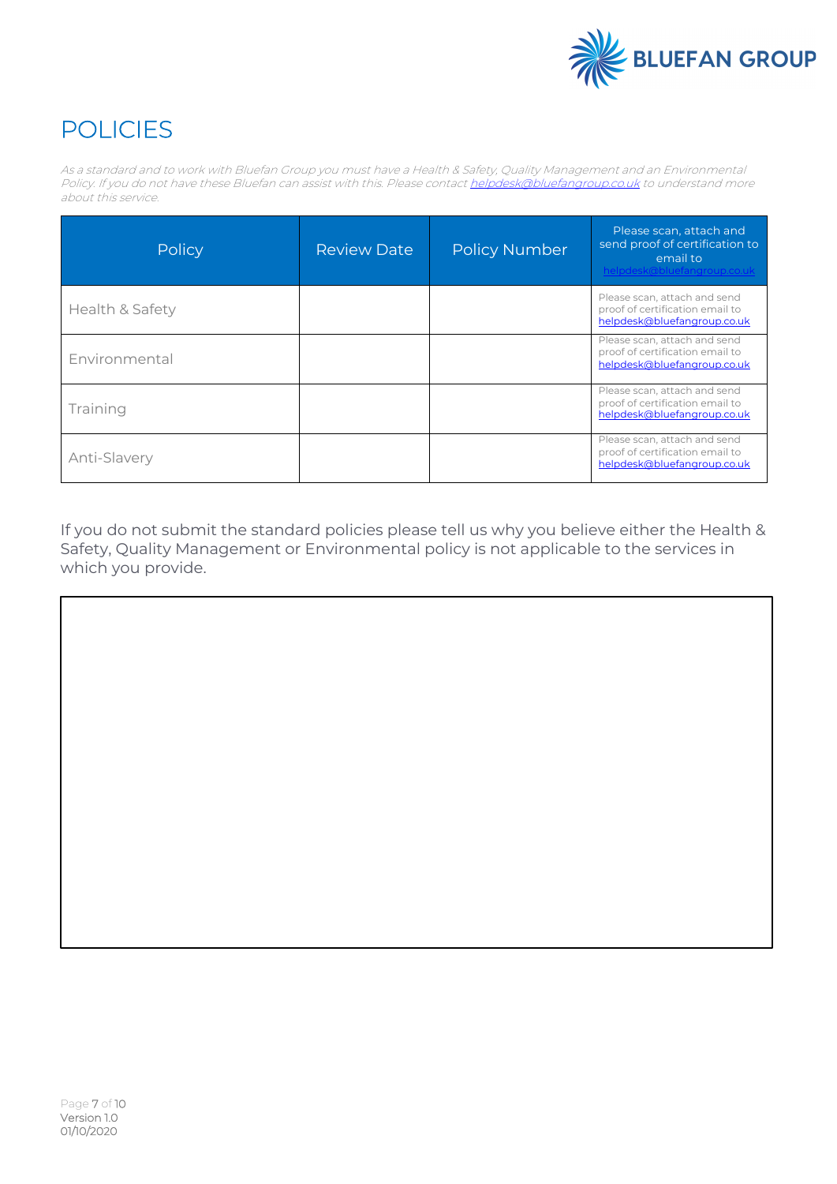# POLICIES

*As a standard and to work with Bluefan Group you must have a Health & Safety, Quality Management and an Environmental Policy. If you do not have these Bluefan can assist with this. Please contact [helpdesk@bluefangroup.co.uk](mailto:helpdesk@bluefangroup.co.uk) to understand more about this service.*

| Policy | Review Date | Policy Number | Please scan, attach and send proof of certification to email to helpdesk@bluefangroup.co.uk |
|---|---|---|---|
| Health & Safety | | | Please scan, attach and send proof of certification email to helpdesk@bluefangroup.co.uk |
| Environmental | | | Please scan, attach and send proof of certification email to helpdesk@bluefangroup.co.uk |
| Training | | | Please scan, attach and send proof of certification email to helpdesk@bluefangroup.co.uk |
| Anti-Slavery | | | Please scan, attach and send proof of certification email to helpdesk@bluefangroup.co.uk |

If you do not submit the standard policies please tell us why you believe either the Health & Safety, Quality Management or Environmental policy is not applicable to the services in which you provide.

| |
|---|
| |

Version 1.0
01/10/2020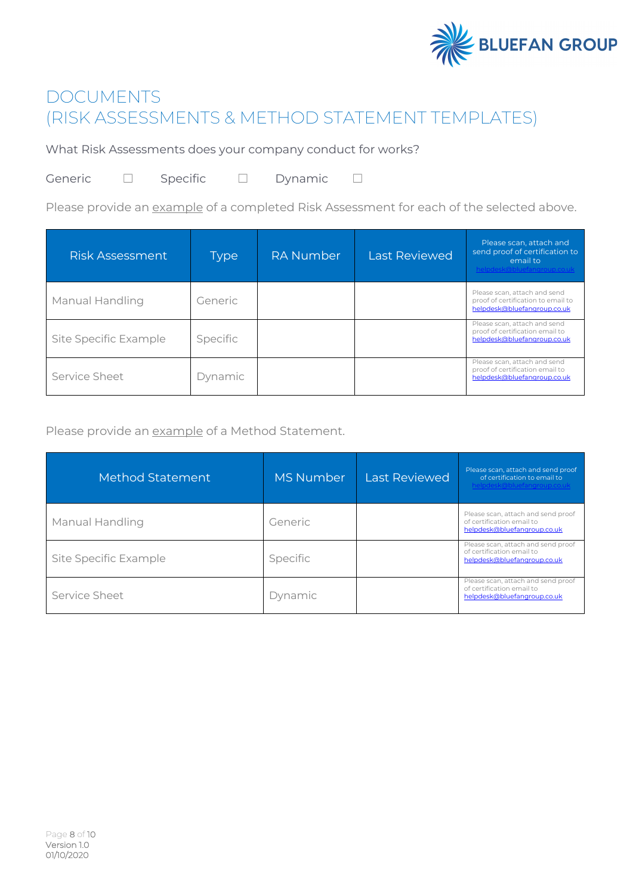# DOCUMENTS
# (RISK ASSESSMENTS & METHOD STATEMENT TEMPLATES)

What Risk Assessments does your company conduct for works?

Generic ☐ Specific ☐ Dynamic ☐

Please provide an example of a completed Risk Assessment for each of the selected above.

| Risk Assessment | Type | RA Number | Last Reviewed | Please scan, attach and send proof of certification to email to helpdesk@bluefangroup.co.uk |
|---|---|---|---|---|
| Manual Handling | Generic | | | Please scan, attach and send proof of certification email to helpdesk@bluefangroup.co.uk |
| Site Specific Example | Specific | | | Please scan, attach and send proof of certification email to helpdesk@bluefangroup.co.uk |
| Service Sheet | Dynamic | | | Please scan, attach and send proof of certification email to helpdesk@bluefangroup.co.uk |

Please provide an example of a Method Statement.

| Method Statement | MS Number | Last Reviewed | Please scan, attach and send proof of certification to email to helpdesk@bluefangroup.co.uk |
|---|---|---|---|
| Manual Handling | Generic | | Please scan, attach and send proof of certification email to helpdesk@bluefangroup.co.uk |
| Site Specific Example | Specific | | Please scan, attach and send proof of certification email to helpdesk@bluefangroup.co.uk |
| Service Sheet | Dynamic | | Please scan, attach and send proof of certification email to helpdesk@bluefangroup.co.uk |

Version 1.0
01/10/2020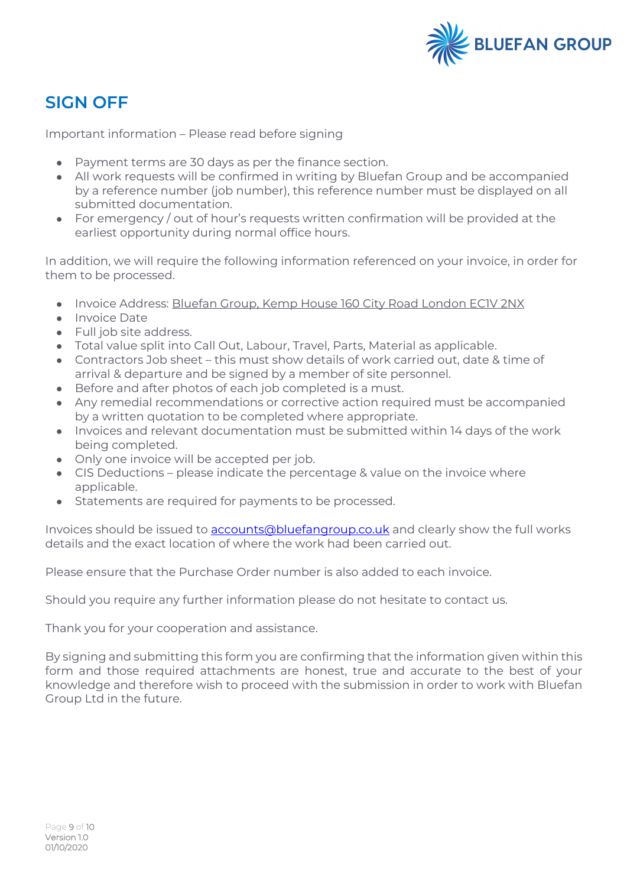## SIGN OFF

Important information – Please read before signing

- Payment terms are 30 days as per the finance section.
- All work requests will be confirmed in writing by Bluefan Group and be accompanied by a reference number (job number), this reference number must be displayed on all submitted documentation.
- For emergency / out of hour's requests written confirmation will be provided at the earliest opportunity during normal office hours.

In addition, we will require the following information referenced on your invoice, in order for them to be processed.

- Invoice Address: Bluefan Group, Kemp House 160 City Road London EC1V 2NX
- Invoice Date
- Full job site address.
- Total value split into Call Out, Labour, Travel, Parts, Material as applicable.
- Contractors Job sheet – this must show details of work carried out, date & time of arrival & departure and be signed by a member of site personnel.
- Before and after photos of each job completed is a must.
- Any remedial recommendations or corrective action required must be accompanied by a written quotation to be completed where appropriate.
- Invoices and relevant documentation must be submitted within 14 days of the work being completed.
- Only one invoice will be accepted per job.
- CIS Deductions – please indicate the percentage & value on the invoice where applicable.
- Statements are required for payments to be processed.

Invoices should be issued to accounts@bluefangroup.co.uk and clearly show the full works details and the exact location of where the work had been carried out.

Please ensure that the Purchase Order number is also added to each invoice.

Should you require any further information please do not hesitate to contact us.

Thank you for your cooperation and assistance.

By signing and submitting this form you are confirming that the information given within this form and those required attachments are honest, true and accurate to the best of your knowledge and therefore wish to proceed with the submission in order to work with Bluefan Group Ltd in the future.

Version 1.0
01/10/2020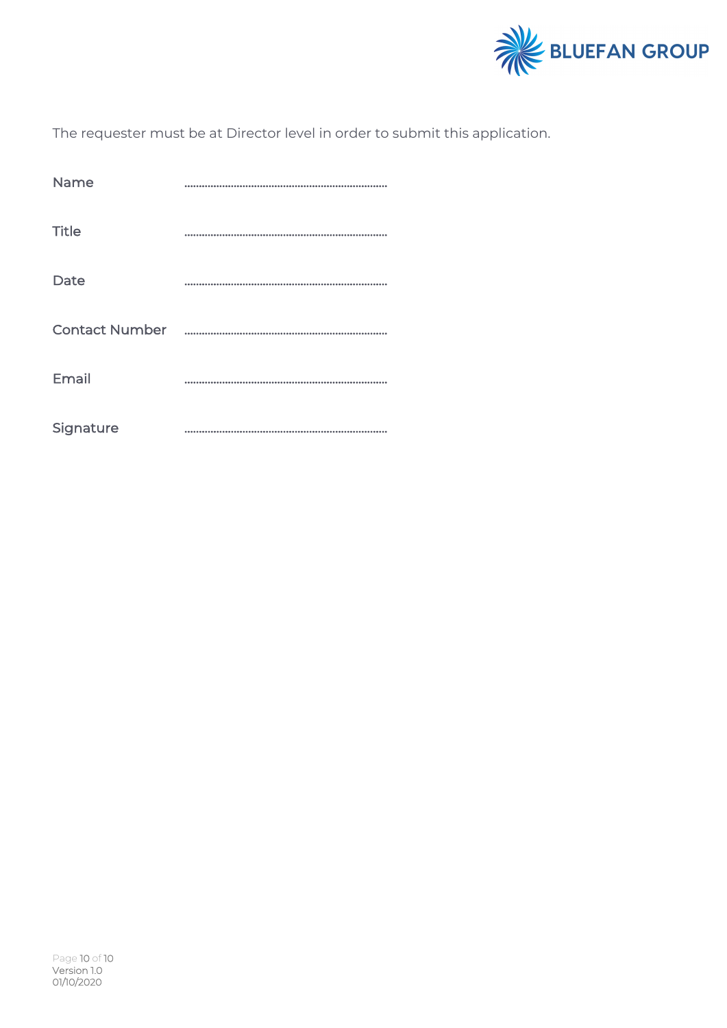The requester must be at Director level in order to submit this application.

Name ......................................................................

Title ......................................................................

Date ......................................................................

Contact Number ......................................................................

Email ......................................................................

Signature ......................................................................

Version 1.0
01/10/2020